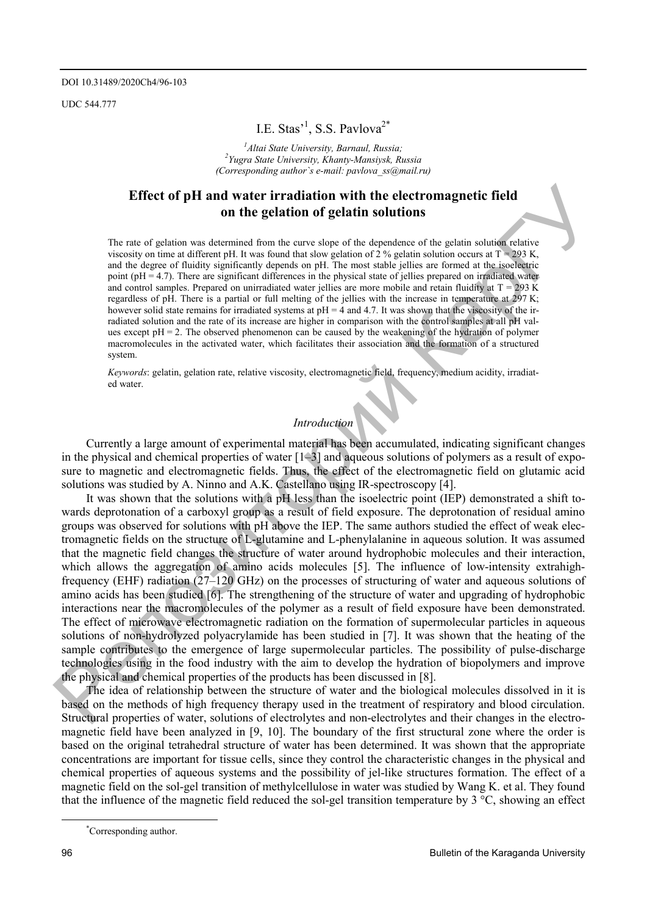DOI 10.31489/2020Ch4/96-103

UDC 544.777

I.E. Stas'[1], S.S. Pavlova[2*]

[1]Altai State University, Barnaul, Russia;
[2]Yugra State University, Khanty-Mansiysk, Russia
(Corresponding author`s e-mail: pavlova_ss@mail.ru)

# Effect of pH and water irradiation with the electromagnetic field on the gelation of gelatin solutions

The rate of gelation was determined from the curve slope of the dependence of the gelatin solution relative viscosity on time at different pH. It was found that slow gelation of 2 % gelatin solution occurs at T = 293 K, and the degree of fluidity significantly depends on pH. The most stable jellies are formed at the isoelectric point (pH = 4.7). There are significant differences in the physical state of jellies prepared on irradiated water and control samples. Prepared on unirradiated water jellies are more mobile and retain fluidity at T = 293 K regardless of pH. There is a partial or full melting of the jellies with the increase in temperature at 297 K; however solid state remains for irradiated systems at pH = 4 and 4.7. It was shown that the viscosity of the irradiated solution and the rate of its increase are higher in comparison with the control samples at all pH values except pH = 2. The observed phenomenon can be caused by the weakening of the hydration of polymer macromolecules in the activated water, which facilitates their association and the formation of a structured system.

*Keywords*: gelatin, gelation rate, relative viscosity, electromagnetic field, frequency, medium acidity, irradiated water.

## *Introduction*

Currently a large amount of experimental material has been accumulated, indicating significant changes in the physical and chemical properties of water [1–3] and aqueous solutions of polymers as a result of exposure to magnetic and electromagnetic fields. Thus, the effect of the electromagnetic field on glutamic acid solutions was studied by A. Ninno and A.K. Castellano using IR-spectroscopy [4].

It was shown that the solutions with a pH less than the isoelectric point (IEP) demonstrated a shift towards deprotonation of a carboxyl group as a result of field exposure. The deprotonation of residual amino groups was observed for solutions with pH above the IEP. The same authors studied the effect of weak electromagnetic fields on the structure of L-glutamine and L-phenylalanine in aqueous solution. It was assumed that the magnetic field changes the structure of water around hydrophobic molecules and their interaction, which allows the aggregation of amino acids molecules [5]. The influence of low-intensity extrahigh-frequency (EHF) radiation (27–120 GHz) on the processes of structuring of water and aqueous solutions of amino acids has been studied [6]. The strengthening of the structure of water and upgrading of hydrophobic interactions near the macromolecules of the polymer as a result of field exposure have been demonstrated. The effect of microwave electromagnetic radiation on the formation of supermolecular particles in aqueous solutions of non-hydrolyzed polyacrylamide has been studied in [7]. It was shown that the heating of the sample contributes to the emergence of large supermolecular particles. The possibility of pulse-discharge technologies using in the food industry with the aim to develop the hydration of biopolymers and improve the physical and chemical properties of the products has been discussed in [8].

The idea of relationship between the structure of water and the biological molecules dissolved in it is based on the methods of high frequency therapy used in the treatment of respiratory and blood circulation. Structural properties of water, solutions of electrolytes and non-electrolytes and their changes in the electromagnetic field have been analyzed in [9, 10]. The boundary of the first structural zone where the order is based on the original tetrahedral structure of water has been determined. It was shown that the appropriate concentrations are important for tissue cells, since they control the characteristic changes in the physical and chemical properties of aqueous systems and the possibility of jel-like structures formation. The effect of a magnetic field on the sol-gel transition of methylcellulose in water was studied by Wang K. et al. They found that the influence of the magnetic field reduced the sol-gel transition temperature by 3 °C, showing an effect

*Corresponding author.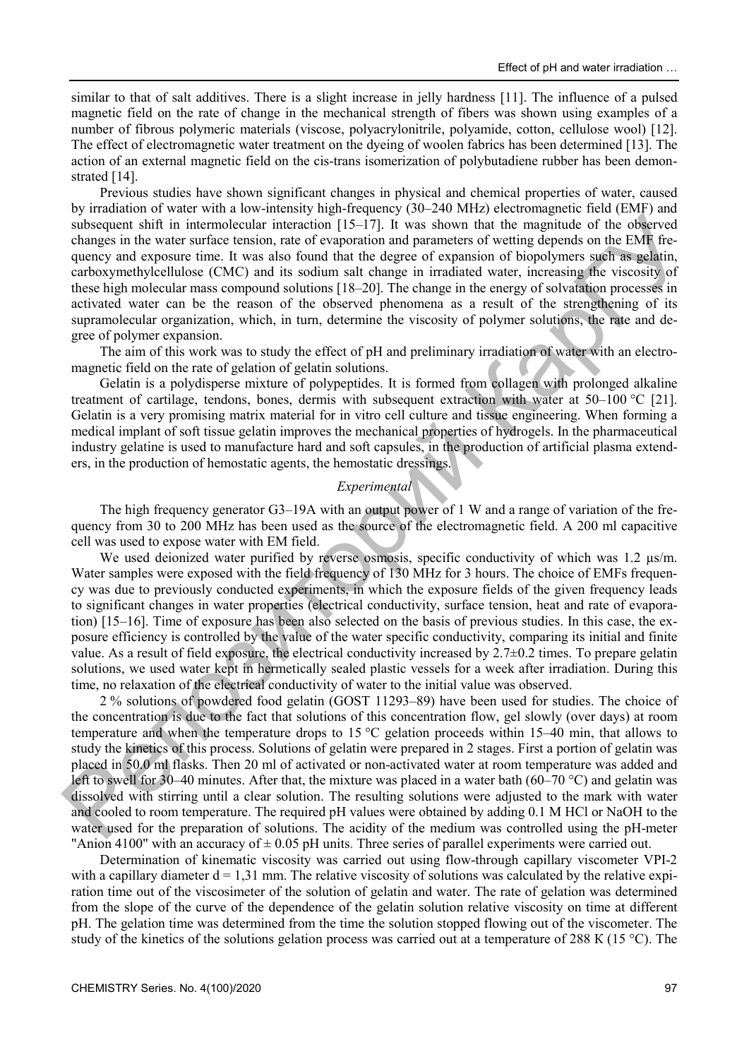similar to that of salt additives. There is a slight increase in jelly hardness [11]. The influence of a pulsed magnetic field on the rate of change in the mechanical strength of fibers was shown using examples of a number of fibrous polymeric materials (viscose, polyacrylonitrile, polyamide, cotton, cellulose wool) [12]. The effect of electromagnetic water treatment on the dyeing of woolen fabrics has been determined [13]. The action of an external magnetic field on the cis-trans isomerization of polybutadiene rubber has been demonstrated [14].

Previous studies have shown significant changes in physical and chemical properties of water, caused by irradiation of water with a low-intensity high-frequency (30–240 MHz) electromagnetic field (EMF) and subsequent shift in intermolecular interaction [15–17]. It was shown that the magnitude of the observed changes in the water surface tension, rate of evaporation and parameters of wetting depends on the EMF frequency and exposure time. It was also found that the degree of expansion of biopolymers such as gelatin, carboxymethylcellulose (CMC) and its sodium salt change in irradiated water, increasing the viscosity of these high molecular mass compound solutions [18–20]. The change in the energy of solvatation processes in activated water can be the reason of the observed phenomena as a result of the strengthening of its supramolecular organization, which, in turn, determine the viscosity of polymer solutions, the rate and degree of polymer expansion.

The aim of this work was to study the effect of pH and preliminary irradiation of water with an electromagnetic field on the rate of gelation of gelatin solutions.

Gelatin is a polydisperse mixture of polypeptides. It is formed from collagen with prolonged alkaline treatment of cartilage, tendons, bones, dermis with subsequent extraction with water at 50–100 °C [21]. Gelatin is a very promising matrix material for in vitro cell culture and tissue engineering. When forming a medical implant of soft tissue gelatin improves the mechanical properties of hydrogels. In the pharmaceutical industry gelatine is used to manufacture hard and soft capsules, in the production of artificial plasma extenders, in the production of hemostatic agents, the hemostatic dressings.

## *Experimental*

The high frequency generator G3–19A with an output power of 1 W and a range of variation of the frequency from 30 to 200 MHz has been used as the source of the electromagnetic field. A 200 ml capacitive cell was used to expose water with EM field.

We used deionized water purified by reverse osmosis, specific conductivity of which was 1.2 μs/m. Water samples were exposed with the field frequency of 130 MHz for 3 hours. The choice of EMFs frequency was due to previously conducted experiments, in which the exposure fields of the given frequency leads to significant changes in water properties (electrical conductivity, surface tension, heat and rate of evaporation) [15–16]. Time of exposure has been also selected on the basis of previous studies. In this case, the exposure efficiency is controlled by the value of the water specific conductivity, comparing its initial and finite value. As a result of field exposure, the electrical conductivity increased by 2.7±0.2 times. To prepare gelatin solutions, we used water kept in hermetically sealed plastic vessels for a week after irradiation. During this time, no relaxation of the electrical conductivity of water to the initial value was observed.

2 % solutions of powdered food gelatin (GOST 11293–89) have been used for studies. The choice of the concentration is due to the fact that solutions of this concentration flow, gel slowly (over days) at room temperature and when the temperature drops to 15 °C gelation proceeds within 15–40 min, that allows to study the kinetics of this process. Solutions of gelatin were prepared in 2 stages. First a portion of gelatin was placed in 50.0 ml flasks. Then 20 ml of activated or non-activated water at room temperature was added and left to swell for 30–40 minutes. After that, the mixture was placed in a water bath (60–70 °C) and gelatin was dissolved with stirring until a clear solution. The resulting solutions were adjusted to the mark with water and cooled to room temperature. The required pH values were obtained by adding 0.1 M HCl or NaOH to the water used for the preparation of solutions. The acidity of the medium was controlled using the pH-meter "Anion 4100" with an accuracy of ± 0.05 pH units. Three series of parallel experiments were carried out.

Determination of kinematic viscosity was carried out using flow-through capillary viscometer VPI-2 with a capillary diameter d = 1,31 mm. The relative viscosity of solutions was calculated by the relative expiration time out of the viscosimeter of the solution of gelatin and water. The rate of gelation was determined from the slope of the curve of the dependence of the gelatin solution relative viscosity on time at different pH. The gelation time was determined from the time the solution stopped flowing out of the viscometer. The study of the kinetics of the solutions gelation process was carried out at a temperature of 288 K (15 °C). The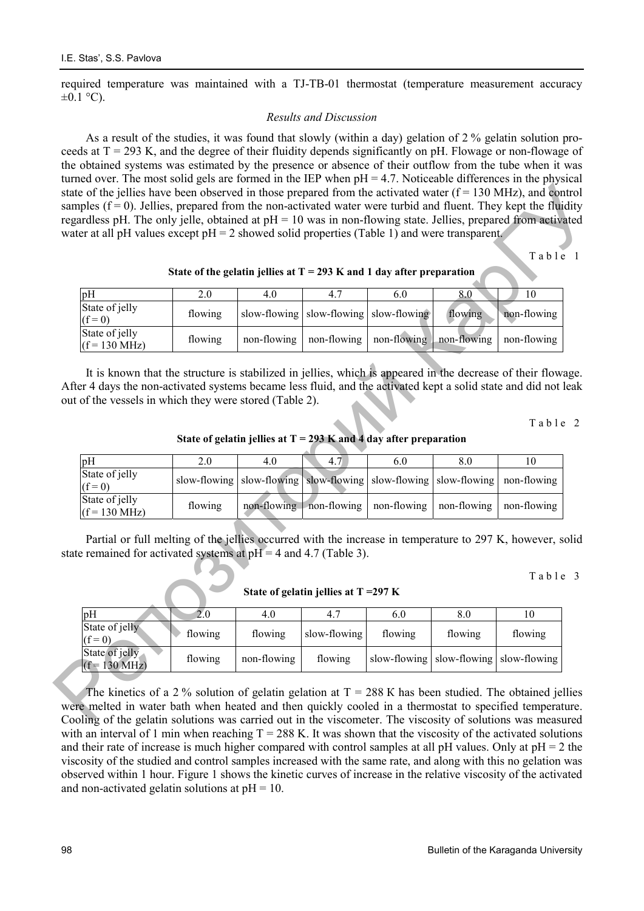required temperature was maintained with a TJ-TB-01 thermostat (temperature measurement accuracy ±0.1 °C).

### *Results and Discussion*

As a result of the studies, it was found that slowly (within a day) gelation of 2 % gelatin solution proceeds at T = 293 K, and the degree of their fluidity depends significantly on pH. Flowage or non-flowage of the obtained systems was estimated by the presence or absence of their outflow from the tube when it was turned over. The most solid gels are formed in the IEP when pH = 4.7. Noticeable differences in the physical state of the jellies have been observed in those prepared from the activated water (f = 130 MHz), and control samples (f = 0). Jellies, prepared from the non-activated water were turbid and fluent. They kept the fluidity regardless pH. The only jelle, obtained at pH = 10 was in non-flowing state. Jellies, prepared from activated water at all pH values except pH = 2 showed solid properties (Table 1) and were transparent.

Table 1

**State of the gelatin jellies at T = 293 K and 1 day after preparation**

| pH | 2.0 | 4.0 | 4.7 | 6.0 | 8.0 | 10 |
|---|---|---|---|---|---|---|
| State of jelly (f = 0) | flowing | slow-flowing | slow-flowing | slow-flowing | flowing | non-flowing |
| State of jelly (f = 130 MHz) | flowing | non-flowing | non-flowing | non-flowing | non-flowing | non-flowing |

It is known that the structure is stabilized in jellies, which is appeared in the decrease of their flowage. After 4 days the non-activated systems became less fluid, and the activated kept a solid state and did not leak out of the vessels in which they were stored (Table 2).

Table 2

**State of gelatin jellies at T = 293 K and 4 day after preparation**

| pH | 2.0 | 4.0 | 4.7 | 6.0 | 8.0 | 10 |
|---|---|---|---|---|---|---|
| State of jelly (f = 0) | slow-flowing | slow-flowing | slow-flowing | slow-flowing | slow-flowing | non-flowing |
| State of jelly (f = 130 MHz) | flowing | non-flowing | non-flowing | non-flowing | non-flowing | non-flowing |

Partial or full melting of the jellies occurred with the increase in temperature to 297 K, however, solid state remained for activated systems at pH = 4 and 4.7 (Table 3).

Table 3

**State of gelatin jellies at T =297 K**

| pH | 2.0 | 4.0 | 4.7 | 6.0 | 8.0 | 10 |
|---|---|---|---|---|---|---|
| State of jelly (f = 0) | flowing | flowing | slow-flowing | flowing | flowing | flowing |
| State of jelly (f = 130 MHz) | flowing | non-flowing | flowing | slow-flowing | slow-flowing | slow-flowing |

The kinetics of a 2 % solution of gelatin gelation at T = 288 K has been studied. The obtained jellies were melted in water bath when heated and then quickly cooled in a thermostat to specified temperature. Cooling of the gelatin solutions was carried out in the viscometer. The viscosity of solutions was measured with an interval of 1 min when reaching T = 288 K. It was shown that the viscosity of the activated solutions and their rate of increase is much higher compared with control samples at all pH values. Only at pH = 2 the viscosity of the studied and control samples increased with the same rate, and along with this no gelation was observed within 1 hour. Figure 1 shows the kinetic curves of increase in the relative viscosity of the activated and non-activated gelatin solutions at pH = 10.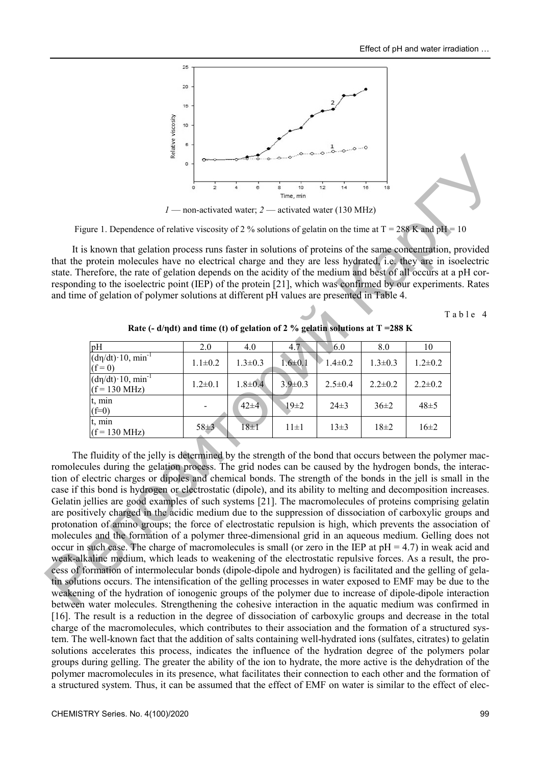*1* — non-activated water; *2* — activated water (130 MHz)

Figure 1. Dependence of relative viscosity of 2 % solutions of gelatin on the time at T = 288 K and pH = 10

It is known that gelation process runs faster in solutions of proteins of the same concentration, provided that the protein molecules have no electrical charge and they are less hydrated, i.e. they are in isoelectric state. Therefore, the rate of gelation depends on the acidity of the medium and best of all occurs at a pH corresponding to the isoelectric point (IEP) of the protein [21], which was confirmed by our experiments. Rates and time of gelation of polymer solutions at different pH values are presented in Table 4.

Table 4

**Rate (- d/ηdt) and time (t) of gelation of 2 % gelatin solutions at T =288 K**

| pH | 2.0 | 4.0 | 4.7 | 6.0 | 8.0 | 10 |
|---|---|---|---|---|---|---|
| $(d\eta/dt)\cdot 10$, min$^{-1}$ (f = 0) | 1.1±0.2 | 1.3±0.3 | 1.6±0.1 | 1.4±0.2 | 1.3±0.3 | 1.2±0.2 |
| $(d\eta/dt)\cdot 10$, min$^{-1}$ (f = 130 MHz) | 1.2±0.1 | 1.8±0.4 | 3.9±0.3 | 2.5±0.4 | 2.2±0.2 | 2.2±0.2 |
| t, min (f=0) | - | 42±4 | 19±2 | 24±3 | 36±2 | 48±5 |
| t, min (f = 130 MHz) | 58±3 | 18±1 | 11±1 | 13±3 | 18±2 | 16±2 |

The fluidity of the jelly is determined by the strength of the bond that occurs between the polymer macromolecules during the gelation process. The grid nodes can be caused by the hydrogen bonds, the interaction of electric charges or dipoles and chemical bonds. The strength of the bonds in the jell is small in the case if this bond is hydrogen or electrostatic (dipole), and its ability to melting and decomposition increases. Gelatin jellies are good examples of such systems [21]. The macromolecules of proteins comprising gelatin are positively charged in the acidic medium due to the suppression of dissociation of carboxylic groups and protonation of amino groups; the force of electrostatic repulsion is high, which prevents the association of molecules and the formation of a polymer three-dimensional grid in an aqueous medium. Gelling does not occur in such case. The charge of macromolecules is small (or zero in the IEP at pH = 4.7) in weak acid and weak-alkaline medium, which leads to weakening of the electrostatic repulsive forces. As a result, the process of formation of intermolecular bonds (dipole-dipole and hydrogen) is facilitated and the gelling of gelatin solutions occurs. The intensification of the gelling processes in water exposed to EMF may be due to the weakening of the hydration of ionogenic groups of the polymer due to increase of dipole-dipole interaction between water molecules. Strengthening the cohesive interaction in the aquatic medium was confirmed in [16]. The result is a reduction in the degree of dissociation of carboxylic groups and decrease in the total charge of the macromolecules, which contributes to their association and the formation of a structured system. The well-known fact that the addition of salts containing well-hydrated ions (sulfates, citrates) to gelatin solutions accelerates this process, indicates the influence of the hydration degree of the polymers polar groups during gelling. The greater the ability of the ion to hydrate, the more active is the dehydration of the polymer macromolecules in its presence, what facilitates their connection to each other and the formation of a structured system. Thus, it can be assumed that the effect of EMF on water is similar to the effect of elec-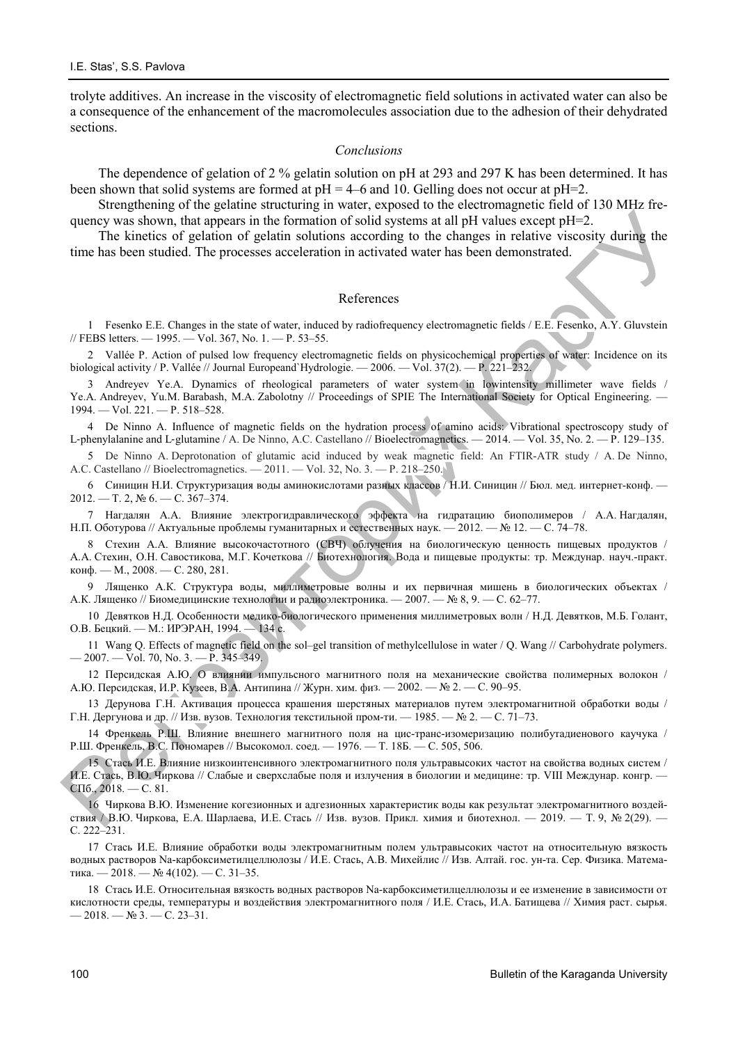trolyte additives. An increase in the viscosity of electromagnetic field solutions in activated water can also be a consequence of the enhancement of the macromolecules association due to the adhesion of their dehydrated sections.

### *Conclusions*

The dependence of gelation of 2 % gelatin solution on pH at 293 and 297 K has been determined. It has been shown that solid systems are formed at pH = 4–6 and 10. Gelling does not occur at pH=2.

Strengthening of the gelatine structuring in water, exposed to the electromagnetic field of 130 MHz frequency was shown, that appears in the formation of solid systems at all pH values except pH=2.

The kinetics of gelation of gelatin solutions according to the changes in relative viscosity during the time has been studied. The processes acceleration in activated water has been demonstrated.

## References

1 Fesenko E.E. Changes in the state of water, induced by radiofrequency electromagnetic fields / E.E. Fesenko, A.Y. Gluvstein // FEBS letters. — 1995. — Vol. 367, No. 1. — P. 53–55.

2 Vallée P. Action of pulsed low frequency electromagnetic fields on physicochemical properties of water: Incidence on its biological activity / P. Vallée // Journal Europeand`Hydrologie. — 2006. — Vol. 37(2). — P. 221–232.

3 Andreyev Ye.A. Dynamics of rheological parameters of water system in lowintensity millimeter wave fields / Ye.A. Andreyev, Yu.M. Barabash, M.A. Zabolotny // Proceedings of SPIE The International Society for Optical Engineering. — 1994. — Vol. 221. — P. 518–528.

4 De Ninno A. Influence of magnetic fields on the hydration process of amino acids: Vibrational spectroscopy study of L-phenylalanine and L-glutamine / A. De Ninno, A.C. Castellano // Bioelectromagnetics. — 2014. — Vol. 35, No. 2. — P. 129–135.

5 De Ninno A. Deprotonation of glutamic acid induced by weak magnetic field: An FTIR-ATR study / A. De Ninno, A.C. Castellano // Bioelectromagnetics. — 2011. — Vol. 32, No. 3. — P. 218–250.

6 Синицин Н.И. Структуризация воды аминокислотами разных классов / Н.И. Синицин // Бюл. мед. интернет-конф. — 2012. — Т. 2, № 6. — С. 367–374.

7 Нагдалян А.А. Влияние электрогидравлического эффекта на гидратацию биополимеров / А.А. Нагдалян, Н.П. Оботурова // Актуальные проблемы гуманитарных и естественных наук. — 2012. — № 12. — С. 74–78.

8 Стехин А.А. Влияние высокочастотного (СВЧ) облучения на биологическую ценность пищевых продуктов / А.А. Стехин, О.Н. Савостикова, М.Г. Кочеткова // Биотехнология. Вода и пищевые продукты: тр. Междунар. науч.-практ. конф. — М., 2008. — С. 280, 281.

9 Лященко А.К. Структура воды, миллиметровые волны и их первичная мишень в биологических объектах / А.К. Лященко // Биомедицинские технологии и радиоэлектроника. — 2007. — № 8, 9. — С. 62–77.

10 Девятков Н.Д. Особенности медико-биологического применения миллиметровых волн / Н.Д. Девятков, М.Б. Голант, О.В. Бецкий. — М.: ИРЭРАН, 1994. — 134 с.

11 Wang Q. Effects of magnetic field on the sol–gel transition of methylcellulose in water / Q. Wang // Carbohydrate polymers. — 2007. — Vol. 70, No. 3. — P. 345–349.

12 Персидская А.Ю. О влиянии импульсного магнитного поля на механические свойства полимерных волокон / А.Ю. Персидская, И.Р. Кузеев, В.А. Антипина // Журн. хим. физ. — 2002. — № 2. — С. 90–95.

13 Дерунова Г.Н. Активация процесса крашения шерстяных материалов путем электромагнитной обработки воды / Г.Н. Дергунова и др. // Изв. вузов. Технология текстильной пром-ти. — 1985. — № 2. — С. 71–73.

14 Френкель Р.Ш. Влияние внешнего магнитного поля на цис-транс-изомеризацию полибутадиенового каучука / Р.Ш. Френкель, В.С. Пономарев // Высокомол. соед. — 1976. — Т. 18Б. — С. 505, 506.

15 Стась И.Е. Влияние низкоинтенсивного электромагнитного поля ультравысоких частот на свойства водных систем / И.Е. Стась, В.Ю. Чиркова // Слабые и сверхслабые поля и излучения в биологии и медицине: тр. VIII Междунар. конгр. — СПб., 2018. — С. 81.

16 Чиркова В.Ю. Изменение когезионных и адгезионных характеристик воды как результат электромагнитного воздействия / В.Ю. Чиркова, Е.А. Шарлаева, И.Е. Стась // Изв. вузов. Прикл. химия и биотехнол. — 2019. — Т. 9, № 2(29). — С. 222–231.

17 Стась И.Е. Влияние обработки воды электромагнитным полем ультравысоких частот на относительную вязкость водных растворов Na-карбоксиметилцеллюлозы / И.Е. Стась, А.В. Михейлис // Изв. Алтай. гос. ун-та. Сер. Физика. Математика. — 2018. — № 4(102). — С. 31–35.

18 Стась И.Е. Относительная вязкость водных растворов Na-карбоксиметилцеллюлозы и ее изменение в зависимости от кислотности среды, температуры и воздействия электромагнитного поля / И.Е. Стась, И.А. Батищева // Химия раст. сырья. — 2018. — № 3. — С. 23–31.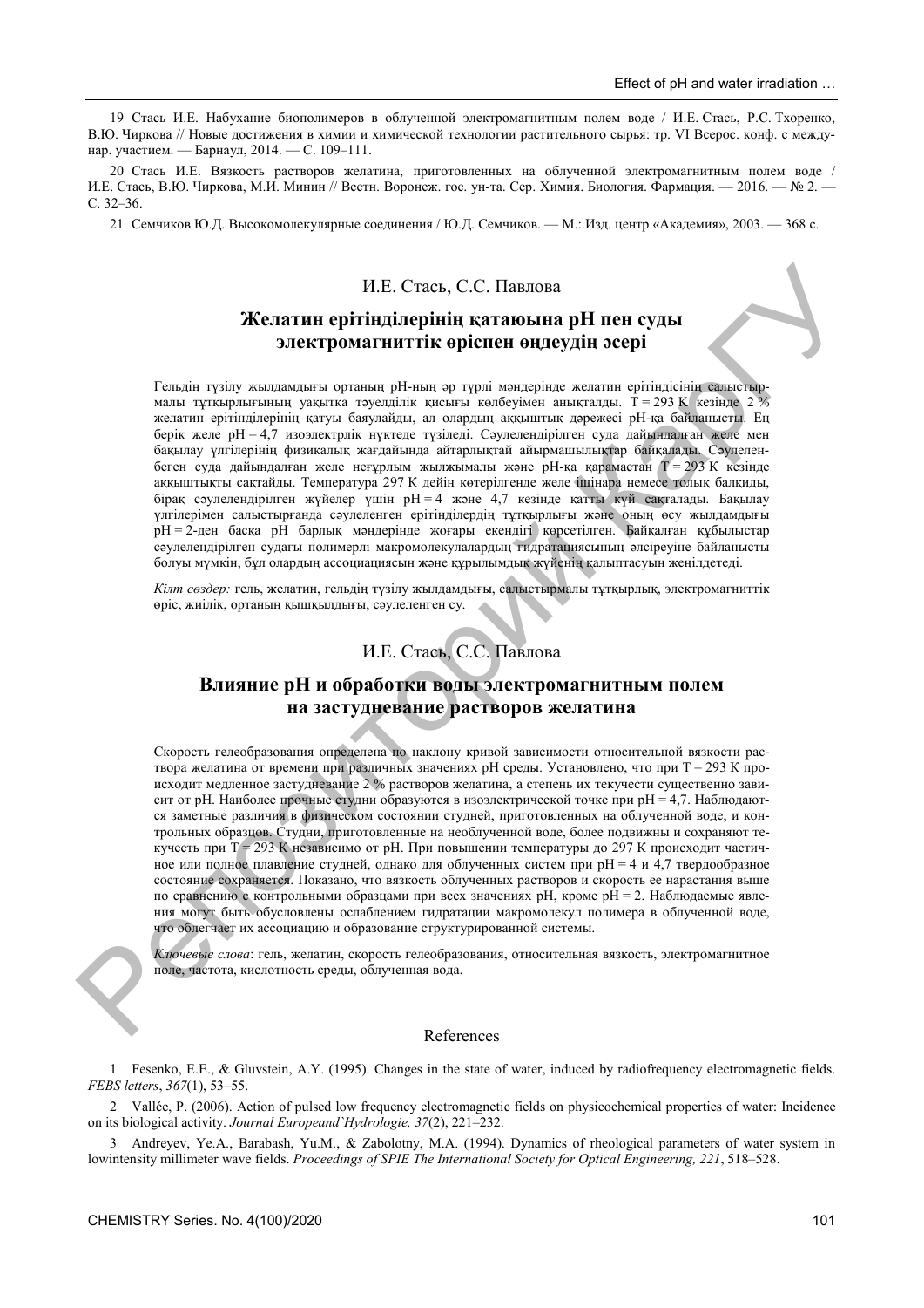19 Стась И.Е. Набухание биополимеров в облученной электромагнитным полем воде / И.Е. Стась, Р.С. Тхоренко, В.Ю. Чиркова // Новые достижения в химии и химической технологии растительного сырья: тр. VI Всерос. конф. с междунар. участием. — Барнаул, 2014. — С. 109–111.

20 Стась И.Е. Вязкость растворов желатина, приготовленных на облученной электромагнитным полем воде / И.Е. Стась, В.Ю. Чиркова, М.И. Минин // Вестн. Воронеж. гос. ун-та. Сер. Химия. Биология. Фармация. — 2016. — № 2. — С. 32–36.

21 Семчиков Ю.Д. Высокомолекулярные соединения / Ю.Д. Семчиков. — М.: Изд. центр «Академия», 2003. — 368 с.

И.Е. Стась, С.С. Павлова

## Желатин ерітінділерінің қатаюына pH пен суды электромагниттік өріспен өңдеудің әсері

Гельдің түзілу жылдамдығы ортаның pH-ның әр түрлі мәндерінде желатин ерітіндісінің салыстырмалы тұтқырлығының уақытқа тәуелділік қисығы көлбеуімен анықталды. T = 293 K кезінде 2 % желатин ерітінділерінің қатуы баяулайды, ал олардың аққыштық дәрежесі pH-қа байланысты. Ең берік желе pH = 4,7 изоэлектрлік нүктеде түзіледі. Сәулелендірілген суда дайындалған желе мен бақылау үлгілерінің физикалық жағдайында айтарлықтай айырмашылықтар байқалады. Сәулеленбеген суда дайындалған желе неғұрлым жылжымалы және pH-қа қарамастан T = 293 K кезінде аққыштықты сақтайды. Температура 297 K дейін көтерілгенде желе ішінара немесе толық балқиды, бірақ сәулелендірілген жүйелер үшін pH = 4 және 4,7 кезінде қатты күй сақталады. Бақылау үлгілерімен салыстырғанда сәулеленген ерітінділердің тұтқырлығы және оның өсу жылдамдығы pH = 2-ден басқа pH барлық мәндерінде жоғары екендігі көрсетілген. Байқалған құбылыстар сәулелендірілген судағы полимерлі макромолекулалардың гидратациясының әлсіреуіне байланысты болуы мүмкін, бұл олардың ассоциациясын және құрылымдық жүйенің қалыптасуын жеңілдетеді.

*Кілт сөздер:* гель, желатин, гельдің түзілу жылдамдығы, салыстырмалы тұтқырлық, электромагниттік өріс, жиілік, ортаның қышқылдығы, сәулеленген су.

И.Е. Стась, С.С. Павлова

## Влияние pH и обработки воды электромагнитным полем на застудневание растворов желатина

Скорость гелеобразования определена по наклону кривой зависимости относительной вязкости раствора желатина от времени при различных значениях pH среды. Установлено, что при T = 293 K происходит медленное застудневание 2 % растворов желатина, а степень их текучести существенно зависит от pH. Наиболее прочные студни образуются в изоэлектрической точке при pH = 4,7. Наблюдаются заметные различия в физическом состоянии студней, приготовленных на облученной воде, и контрольных образцов. Студни, приготовленные на необлученной воде, более подвижны и сохраняют текучесть при T = 293 K независимо от pH. При повышении температуры до 297 K происходит частичное или полное плавление студней, однако для облученных систем при pH = 4 и 4,7 твердообразное состояние сохраняется. Показано, что вязкость облученных растворов и скорость ее нарастания выше по сравнению с контрольными образцами при всех значениях pH, кроме pH = 2. Наблюдаемые явления могут быть обусловлены ослаблением гидратации макромолекул полимера в облученной воде, что облегчает их ассоциацию и образование структурированной системы.

*Ключевые слова*: гель, желатин, скорость гелеобразования, относительная вязкость, электромагнитное поле, частота, кислотность среды, облученная вода.

### References

1 Fesenko, E.E., & Gluvstein, A.Y. (1995). Changes in the state of water, induced by radiofrequency electromagnetic fields. *FEBS letters*, *367*(1), 53–55.

2 Vallée, P. (2006). Action of pulsed low frequency electromagnetic fields on physicochemical properties of water: Incidence on its biological activity. *Journal Europeand`Hydrologie, 37*(2), 221–232.

3 Andreyev, Ye.A., Barabash, Yu.M., & Zabolotny, M.A. (1994). Dynamics of rheological parameters of water system in lowintensity millimeter wave fields. *Proceedings of SPIE The International Society for Optical Engineering, 221*, 518–528.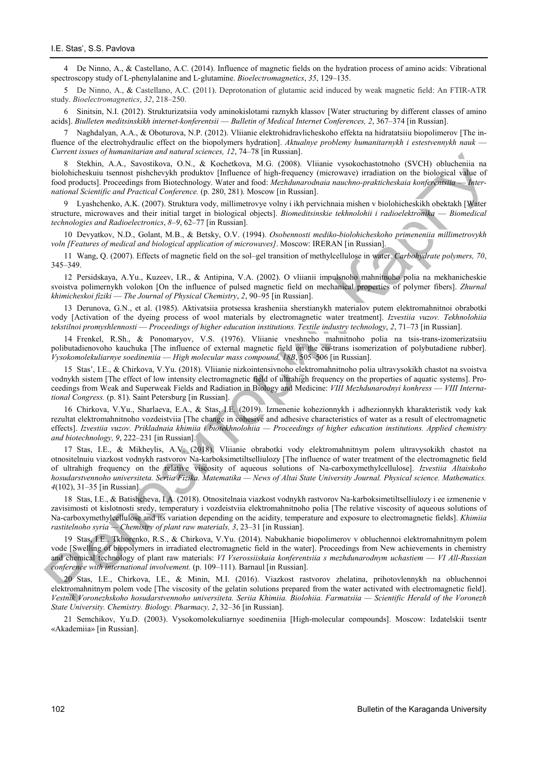4 De Ninno, A., & Castellano, A.C. (2014). Influence of magnetic fields on the hydration process of amino acids: Vibrational spectroscopy study of L-phenylalanine and L-glutamine. *Bioelectromagnetics*, *35*, 129–135.

5 De Ninno, A., & Castellano, A.C. (2011). Deprotonation of glutamic acid induced by weak magnetic field: An FTIR-ATR study. *Bioelectromagnetics*, *32*, 218–250.

6 Sinitsin, N.I. (2012). Strukturizatsiia vody aminokislotami raznykh klassov [Water structuring by different classes of amino acids]. *Biulleten meditsinskikh internet-konferentsii — Bulletin of Medical Internet Conferences, 2*, 367–374 [in Russian].

7 Naghdalyan, A.A., & Oboturova, N.P. (2012). Vliianie elektrohidravlicheskoho effekta na hidratatsiiu biopolimerov [The influence of the electrohydraulic effect on the biopolymers hydration]. *Aktualnye problemy humanitarnykh i estestvennykh nauk — Current issues of humanitarian and natural sciences, 12*, 74–78 [in Russian].

8 Stekhin, A.A., Savostikova, O.N., & Kochetkova, M.G. (2008). Vliianie vysokochastotnoho (SVCH) oblucheniia na biolohicheskuiu tsennost pishchevykh produktov [Influence of high-frequency (microwave) irradiation on the biological value of food products]. Proceedings from Biotechnology. Water and food: *Mezhdunarodnaia nauchno-prakticheskaia konferentsiia — International Scientific and Practical Conference.* (p. 280, 281). Moscow [in Russian].

9 Lyashchenko, A.K. (2007). Struktura vody, millimetrovye volny i ikh pervichnaia mishen v biolohicheskikh obektakh [Water structure, microwaves and their initial target in biological objects]. *Biomeditsinskie tekhnolohii i radioelektronika — Biomedical technologies and Radioelectronics*, *8–9*, 62–77 [in Russian].

10 Devyatkov, N.D., Golant, M.B., & Betsky, O.V. (1994). *Osobennosti mediko-biolohicheskoho primeneniia millimetrovykh voln [Features of medical and biological application of microwaves]*. Moscow: IRERAN [in Russian].

11 Wang, Q. (2007). Effects of magnetic field on the sol–gel transition of methylcellulose in water. *Carbohydrate polymers, 70*, 345–349.

12 Persidskaya, A.Yu., Kuzeev, I.R., & Antipina, V.A. (2002). O vliianii impulsnoho mahnitnoho polia na mekhanicheskie svoistva polimernykh volokon [On the influence of pulsed magnetic field on mechanical properties of polymer fibers]. *Zhurnal khimicheskoi fiziki — The Journal of Physical Chemistry*, *2*, 90–95 [in Russian].

13 Derunova, G.N., et al. (1985). Aktivatsiia protsessa krasheniia sherstianykh materialov putem elektromahnitnoi obrabotki vody [Activation of the dyeing process of wool materials by electromagnetic water treatment]. *Izvestiia vuzov. Tekhnolohiia tekstilnoi promyshlennosti — Proceedings of higher education institutions. Textile industry technology*, *2*, 71–73 [in Russian].

14 Frenkel, R.Sh., & Ponomaryov, V.S. (1976). Vliianie vneshneho mahnitnoho polia na tsis-trans-izomerizatsiiu polibutadienovoho kauchuka [The influence of external magnetic field on the cis-trans isomerization of polybutadiene rubber]. *Vysokomolekuliarnye soedineniia — High molecular mass compound, 18B*, 505–506 [in Russian].

15 Stas', I.E., & Chirkova, V.Yu. (2018). Vliianie nizkointensivnoho elektromahnitnoho polia ultravysokikh chastot na svoistva vodnykh sistem [The effect of low intensity electromagnetic field of ultrahigh frequency on the properties of aquatic systems]. Proceedings from Weak and Superweak Fields and Radiation in Biology and Medicine: *VIII Mezhdunarodnyi konhress — VIII International Congress.* (p. 81). Saint Petersburg [in Russian].

16 Chirkova, V.Yu., Sharlaeva, E.A., & Stas, I.E. (2019). Izmenenie koheziоnnykh i adhezionnykh kharakteristik vody kak rezultat elektromahnitnoho vozdeistviia [The change in cohesive and adhesive characteristics of water as a result of electromagnetic effects]. *Izvestiia vuzov. Prikladnaia khimiia i biotekhnolohiia — Proceedings of higher education institutions. Applied chemistry and biotechnology, 9*, 222–231 [in Russian].

17 Stas, I.E., & Mikheylis, A.V. (2018). Vliianie obrabotki vody elektromahnitnym polem ultravysokikh chastot na otnositelnuiu viazkost vodnykh rastvorov Na-karboksimetiltselliulozy [The influence of water treatment of the electromagnetic field of ultrahigh frequency on the relative viscosity of aqueous solutions of Na-carboxymethylcellulose]. *Izvestiia Altaiskoho hosudarstvennoho universiteta. Seriia Fizika. Matematika — News of Altai State University Journal. Physical science. Mathematics. 4*(102), 31–35 [in Russian].

18 Stas, I.E., & Batishcheva, I.A. (2018). Otnositelnaia viazkost vodnykh rastvorov Na-karboksimetiltselliulozy i ee izmenenie v zavisimosti ot kislotnosti sredy, temperatury i vozdeistviia elektromahnitnoho polia [The relative viscosity of aqueous solutions of Na-carboxymethylcellulose and its variation depending on the acidity, temperature and exposure to electromagnetic fields]. *Khimiia rastitelnoho syria — Chemistry of plant raw materials, 3*, 23–31 [in Russian].

19 Stas, I.E., Tkhorenko, R.S., & Chirkova, V.Yu. (2014). Nabukhanie biopolimerov v obluchennoi elektromahnitnym polem vode [Swelling of biopolymers in irradiated electromagnetic field in the water]. Proceedings from New achievements in chemistry and chemical technology of plant raw materials: *VI Vserossiiskaia konferentsiia s mezhdunarodnym uchastiem — VI All-Russian conference with international involvement.* (p. 109–111). Barnaul [in Russian].

20 Stas, I.E., Chirkova, I.E., & Minin, M.I. (2016). Viazkost rastvorov zhelatina, prihotovlennykh na obluchennoi elektromahnitnym polem vode [The viscosity of the gelatin solutions prepared from the water activated with electromagnetic field]. *Vestnik Voronezhskoho hosudarstvennoho universiteta. Seriia Khimiia. Biolohiia. Farmatsiia — Scientific Herald of the Voronezh State University. Chemistry. Biology. Pharmacy, 2*, 32–36 [in Russian].

21 Semchikov, Yu.D. (2003). Vysokomolekuliarnye soedineniia [High-molecular compounds]. Moscow: Izdatelskii tsentr «Akademiia» [in Russian].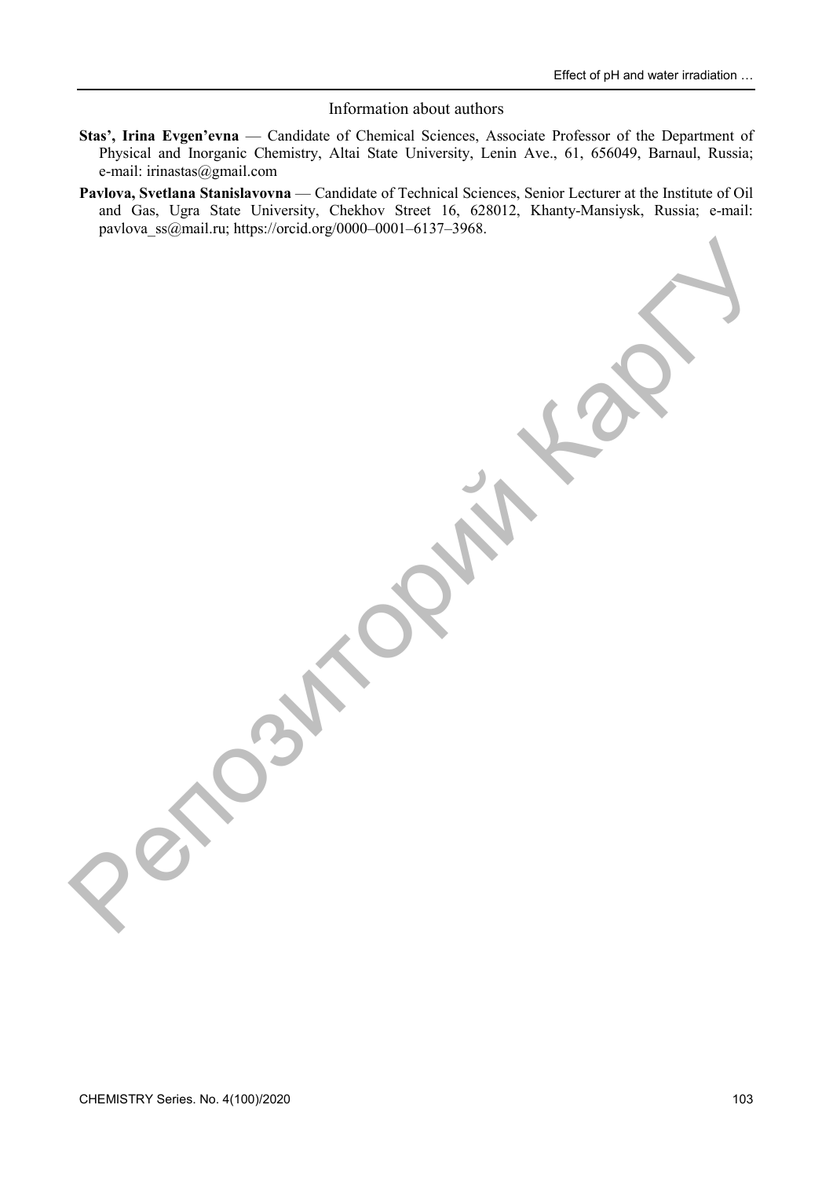## Information about authors

**Stas', Irina Evgen'evna** — Candidate of Chemical Sciences, Associate Professor of the Department of Physical and Inorganic Chemistry, Altai State University, Lenin Ave., 61, 656049, Barnaul, Russia; e-mail: irinastas@gmail.com

**Pavlova, Svetlana Stanislavovna** — Candidate of Technical Sciences, Senior Lecturer at the Institute of Oil and Gas, Ugra State University, Chekhov Street 16, 628012, Khanty-Mansiysk, Russia; e-mail: pavlova_ss@mail.ru; https://orcid.org/0000–0001–6137–3968.